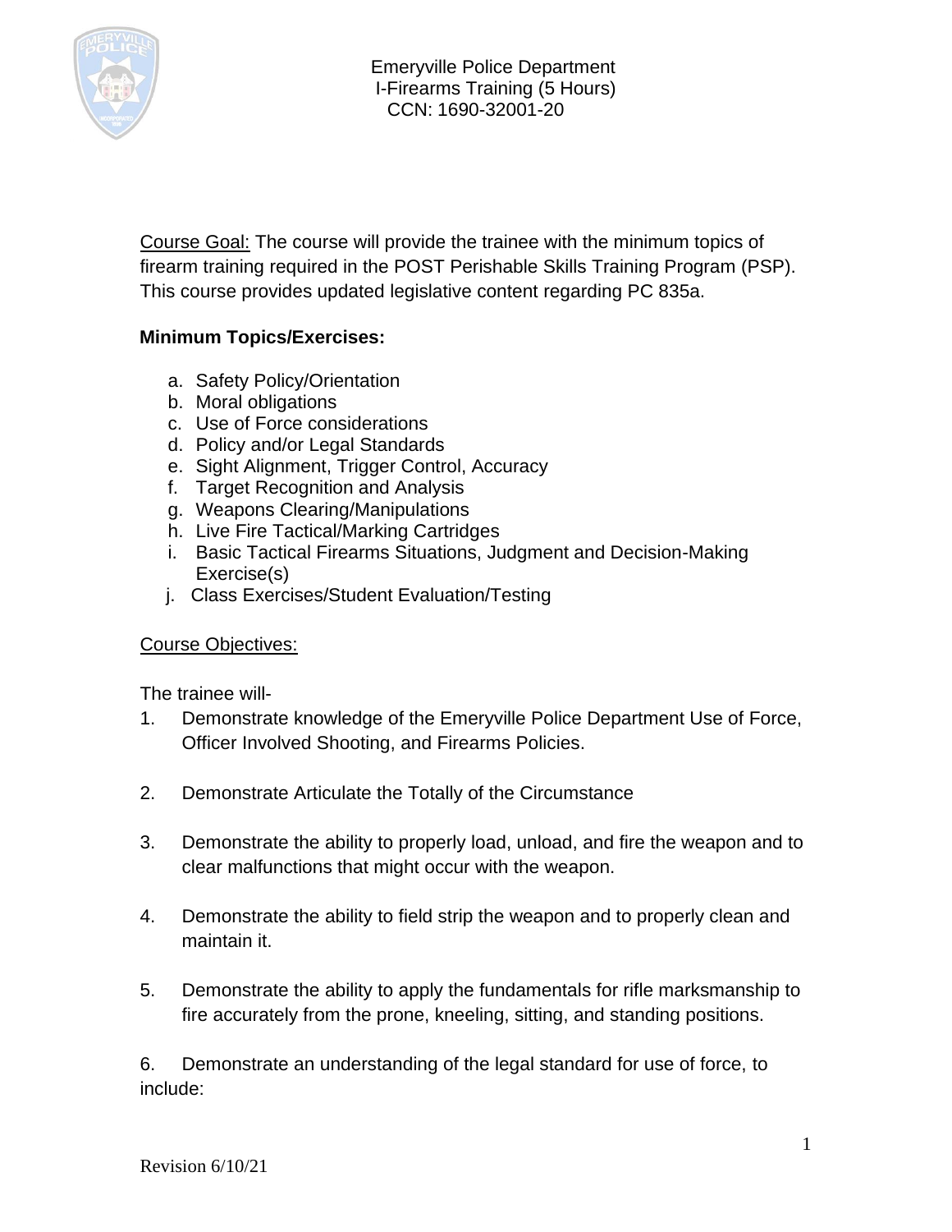Emeryville Police Department
I-Firearms Training (5 Hours)
CCN: 1690-32001-20

Course Goal: The course will provide the trainee with the minimum topics of firearm training required in the POST Perishable Skills Training Program (PSP). This course provides updated legislative content regarding PC 835a.

**Minimum Topics/Exercises:**

a. Safety Policy/Orientation
b. Moral obligations
c. Use of Force considerations
d. Policy and/or Legal Standards
e. Sight Alignment, Trigger Control, Accuracy
f. Target Recognition and Analysis
g. Weapons Clearing/Manipulations
h. Live Fire Tactical/Marking Cartridges
i. Basic Tactical Firearms Situations, Judgment and Decision-Making Exercise(s)
j. Class Exercises/Student Evaluation/Testing

Course Objectives:

The trainee will-

1. Demonstrate knowledge of the Emeryville Police Department Use of Force, Officer Involved Shooting, and Firearms Policies.

2. Demonstrate Articulate the Totally of the Circumstance

3. Demonstrate the ability to properly load, unload, and fire the weapon and to clear malfunctions that might occur with the weapon.

4. Demonstrate the ability to field strip the weapon and to properly clean and maintain it.

5. Demonstrate the ability to apply the fundamentals for rifle marksmanship to fire accurately from the prone, kneeling, sitting, and standing positions.

6. Demonstrate an understanding of the legal standard for use of force, to include:

Revision 6/10/21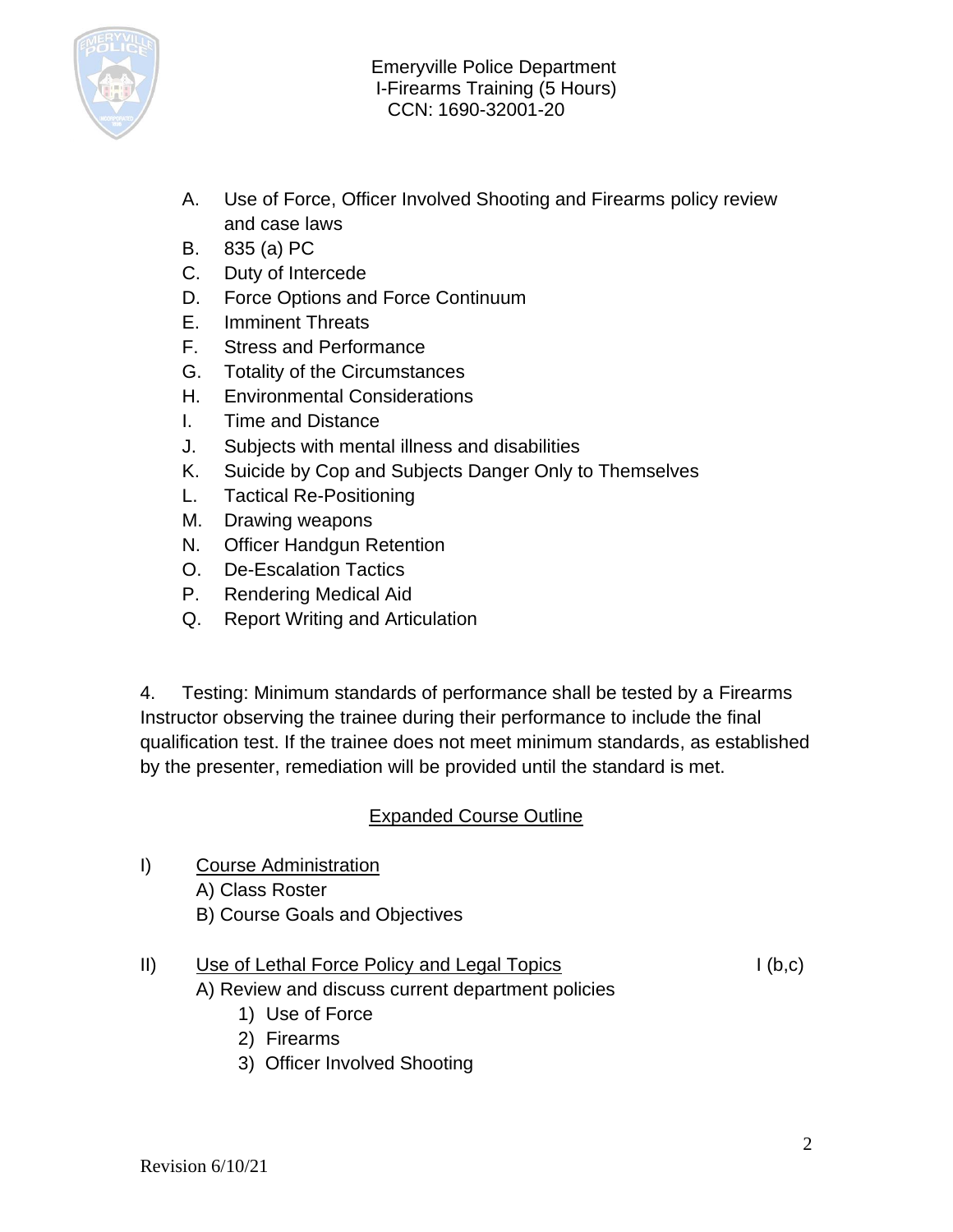A. Use of Force, Officer Involved Shooting and Firearms policy review and case laws
B. 835 (a) PC
C. Duty of Intercede
D. Force Options and Force Continuum
E. Imminent Threats
F. Stress and Performance
G. Totality of the Circumstances
H. Environmental Considerations
I. Time and Distance
J. Subjects with mental illness and disabilities
K. Suicide by Cop and Subjects Danger Only to Themselves
L. Tactical Re-Positioning
M. Drawing weapons
N. Officer Handgun Retention
O. De-Escalation Tactics
P. Rendering Medical Aid
Q. Report Writing and Articulation

4. Testing: Minimum standards of performance shall be tested by a Firearms Instructor observing the trainee during their performance to include the final qualification test. If the trainee does not meet minimum standards, as established by the presenter, remediation will be provided until the standard is met.

## Expanded Course Outline

I) Course Administration
   A) Class Roster
   B) Course Goals and Objectives

II) Use of Lethal Force Policy and Legal Topics — I (b,c)
   A) Review and discuss current department policies
      1) Use of Force
      2) Firearms
      3) Officer Involved Shooting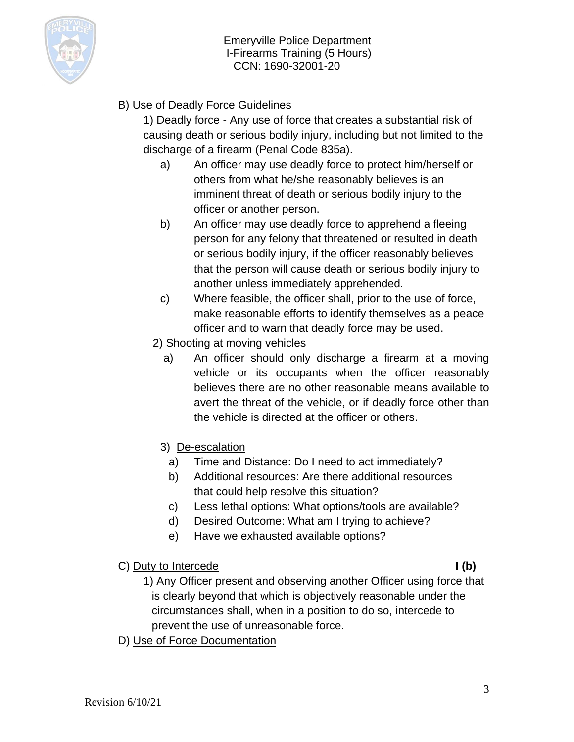B) Use of Deadly Force Guidelines

1) Deadly force - Any use of force that creates a substantial risk of causing death or serious bodily injury, including but not limited to the discharge of a firearm (Penal Code 835a).

   a) An officer may use deadly force to protect him/herself or others from what he/she reasonably believes is an imminent threat of death or serious bodily injury to the officer or another person.

   b) An officer may use deadly force to apprehend a fleeing person for any felony that threatened or resulted in death or serious bodily injury, if the officer reasonably believes that the person will cause death or serious bodily injury to another unless immediately apprehended.

   c) Where feasible, the officer shall, prior to the use of force, make reasonable efforts to identify themselves as a peace officer and to warn that deadly force may be used.

2) Shooting at moving vehicles

   a) An officer should only discharge a firearm at a moving vehicle or its occupants when the officer reasonably believes there are no other reasonable means available to avert the threat of the vehicle, or if deadly force other than the vehicle is directed at the officer or others.

3) <u>De-escalation</u>

   a) Time and Distance: Do I need to act immediately?

   b) Additional resources: Are there additional resources that could help resolve this situation?

   c) Less lethal options: What options/tools are available?

   d) Desired Outcome: What am I trying to achieve?

   e) Have we exhausted available options?

C) <u>Duty to Intercede</u> **I (b)**

1) Any Officer present and observing another Officer using force that is clearly beyond that which is objectively reasonable under the circumstances shall, when in a position to do so, intercede to prevent the use of unreasonable force.

D) <u>Use of Force Documentation</u>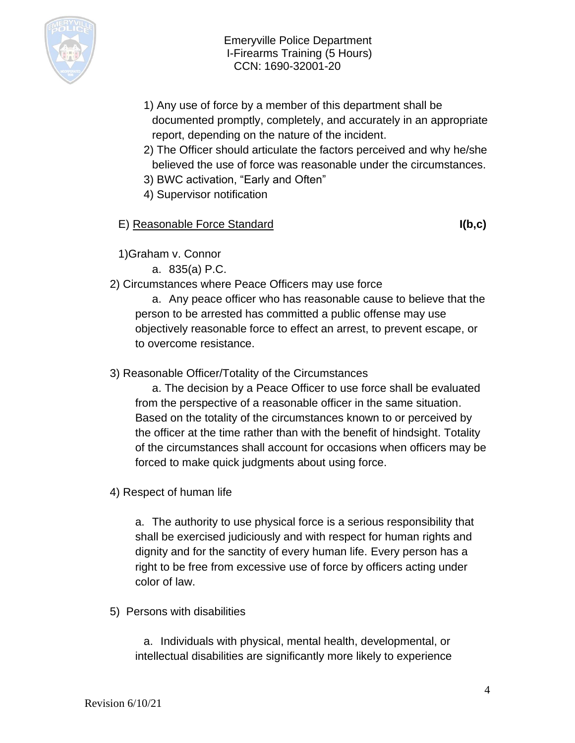1) Any use of force by a member of this department shall be documented promptly, completely, and accurately in an appropriate report, depending on the nature of the incident.
2) The Officer should articulate the factors perceived and why he/she believed the use of force was reasonable under the circumstances.
3) BWC activation, "Early and Often"
4) Supervisor notification

E) Reasonable Force Standard **I(b,c)**

1) Graham v. Connor

   a. 835(a) P.C.

2) Circumstances where Peace Officers may use force

   a. Any peace officer who has reasonable cause to believe that the person to be arrested has committed a public offense may use objectively reasonable force to effect an arrest, to prevent escape, or to overcome resistance.

3) Reasonable Officer/Totality of the Circumstances

   a. The decision by a Peace Officer to use force shall be evaluated from the perspective of a reasonable officer in the same situation. Based on the totality of the circumstances known to or perceived by the officer at the time rather than with the benefit of hindsight. Totality of the circumstances shall account for occasions when officers may be forced to make quick judgments about using force.

4) Respect of human life

   a. The authority to use physical force is a serious responsibility that shall be exercised judiciously and with respect for human rights and dignity and for the sanctity of every human life. Every person has a right to be free from excessive use of force by officers acting under color of law.

5) Persons with disabilities

   a. Individuals with physical, mental health, developmental, or intellectual disabilities are significantly more likely to experience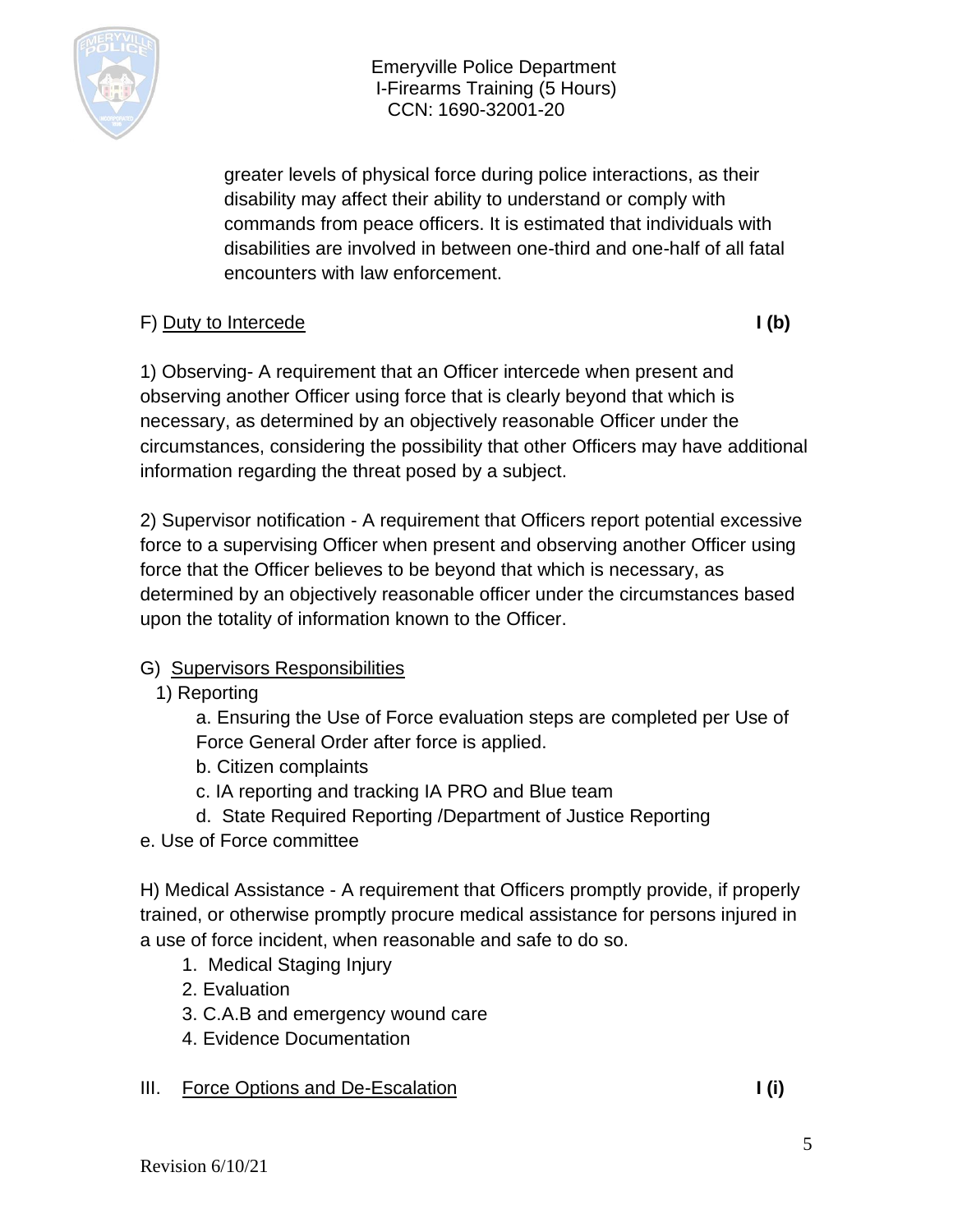greater levels of physical force during police interactions, as their disability may affect their ability to understand or comply with commands from peace officers. It is estimated that individuals with disabilities are involved in between one-third and one-half of all fatal encounters with law enforcement.

F) Duty to Intercede **I (b)**

1) Observing- A requirement that an Officer intercede when present and observing another Officer using force that is clearly beyond that which is necessary, as determined by an objectively reasonable Officer under the circumstances, considering the possibility that other Officers may have additional information regarding the threat posed by a subject.

2) Supervisor notification - A requirement that Officers report potential excessive force to a supervising Officer when present and observing another Officer using force that the Officer believes to be beyond that which is necessary, as determined by an objectively reasonable officer under the circumstances based upon the totality of information known to the Officer.

G) Supervisors Responsibilities

1) Reporting

a. Ensuring the Use of Force evaluation steps are completed per Use of Force General Order after force is applied.

b. Citizen complaints

c. IA reporting and tracking IA PRO and Blue team

d. State Required Reporting /Department of Justice Reporting

e. Use of Force committee

H) Medical Assistance - A requirement that Officers promptly provide, if properly trained, or otherwise promptly procure medical assistance for persons injured in a use of force incident, when reasonable and safe to do so.

1. Medical Staging Injury
2. Evaluation
3. C.A.B and emergency wound care
4. Evidence Documentation

III. Force Options and De-Escalation **I (i)**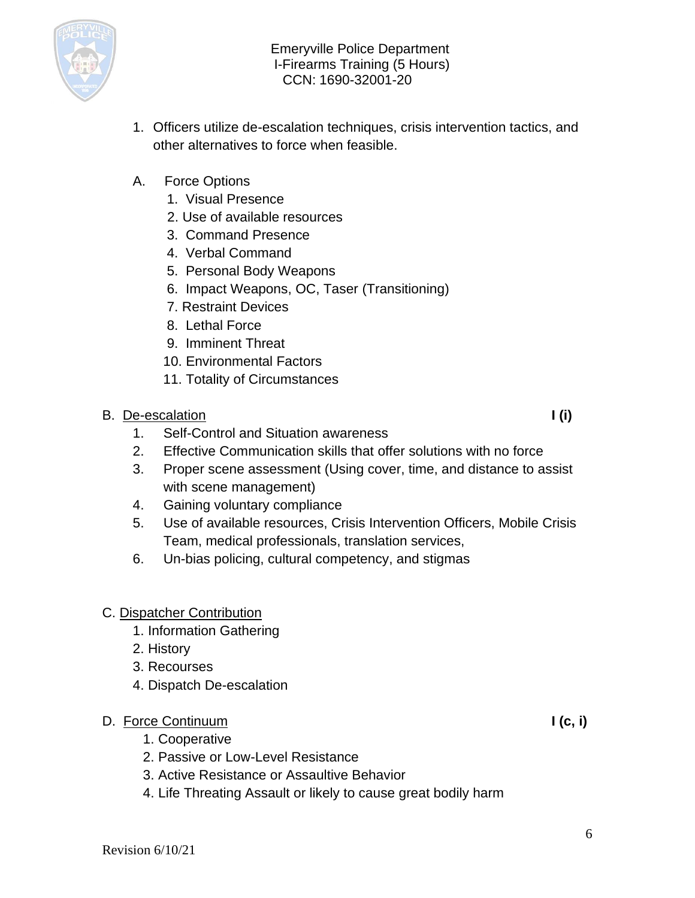1. Officers utilize de-escalation techniques, crisis intervention tactics, and other alternatives to force when feasible.

A. Force Options
   1. Visual Presence
   2. Use of available resources
   3. Command Presence
   4. Verbal Command
   5. Personal Body Weapons
   6. Impact Weapons, OC, Taser (Transitioning)
   7. Restraint Devices
   8. Lethal Force
   9. Imminent Threat
   10. Environmental Factors
   11. Totality of Circumstances

B. De-escalation **I (i)**
   1. Self-Control and Situation awareness
   2. Effective Communication skills that offer solutions with no force
   3. Proper scene assessment (Using cover, time, and distance to assist with scene management)
   4. Gaining voluntary compliance
   5. Use of available resources, Crisis Intervention Officers, Mobile Crisis Team, medical professionals, translation services,
   6. Un-bias policing, cultural competency, and stigmas

C. Dispatcher Contribution
   1. Information Gathering
   2. History
   3. Recourses
   4. Dispatch De-escalation

D. Force Continuum **I (c, i)**
   1. Cooperative
   2. Passive or Low-Level Resistance
   3. Active Resistance or Assaultive Behavior
   4. Life Threating Assault or likely to cause great bodily harm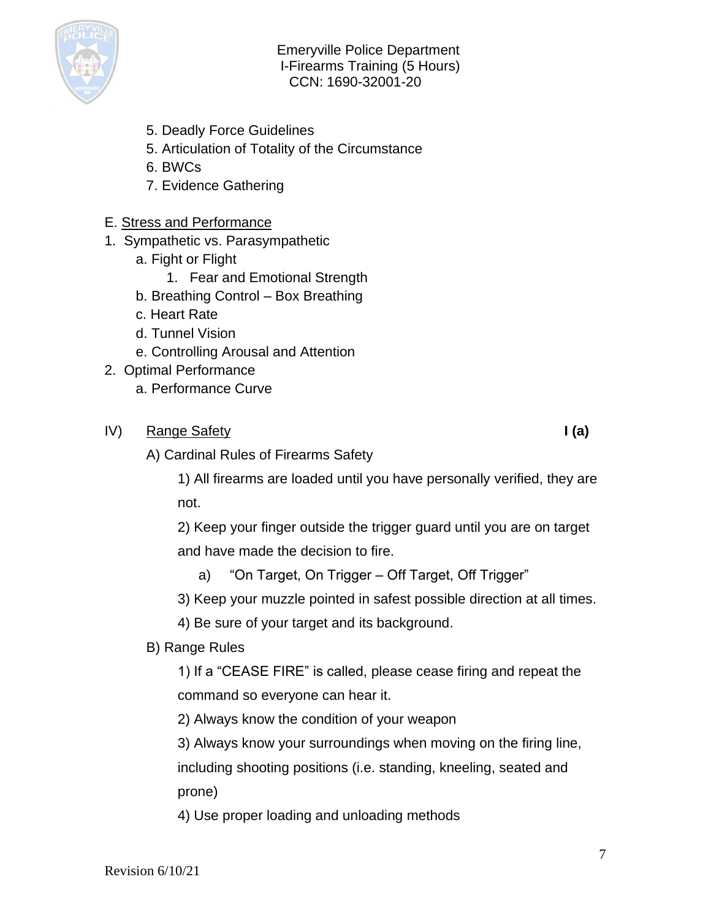5. Deadly Force Guidelines
5. Articulation of Totality of the Circumstance
6. BWCs
7. Evidence Gathering

E. <u>Stress and Performance</u>

1. Sympathetic vs. Parasympathetic
   a. Fight or Flight
      1. Fear and Emotional Strength
   b. Breathing Control – Box Breathing
   c. Heart Rate
   d. Tunnel Vision
   e. Controlling Arousal and Attention
2. Optimal Performance
   a. Performance Curve

IV) <u>Range Safety</u> **I (a)**

A) Cardinal Rules of Firearms Safety

1) All firearms are loaded until you have personally verified, they are not.

2) Keep your finger outside the trigger guard until you are on target and have made the decision to fire.

   a) "On Target, On Trigger – Off Target, Off Trigger"

3) Keep your muzzle pointed in safest possible direction at all times.

4) Be sure of your target and its background.

B) Range Rules

1) If a "CEASE FIRE" is called, please cease firing and repeat the command so everyone can hear it.

2) Always know the condition of your weapon

3) Always know your surroundings when moving on the firing line, including shooting positions (i.e. standing, kneeling, seated and prone)

4) Use proper loading and unloading methods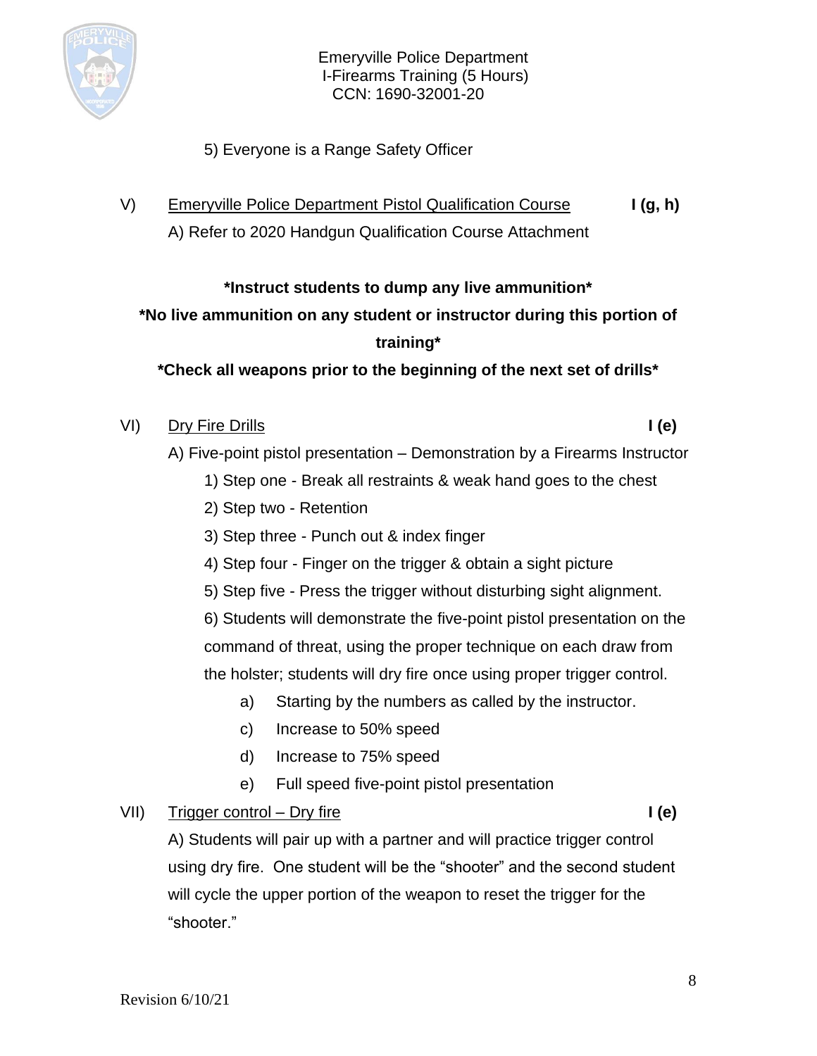5) Everyone is a Range Safety Officer

V) Emeryville Police Department Pistol Qualification Course **I (g, h)**

A) Refer to 2020 Handgun Qualification Course Attachment

**\*Instruct students to dump any live ammunition\***

**\*No live ammunition on any student or instructor during this portion of training\***

**\*Check all weapons prior to the beginning of the next set of drills\***

VI) Dry Fire Drills **I (e)**

A) Five-point pistol presentation – Demonstration by a Firearms Instructor

1) Step one - Break all restraints & weak hand goes to the chest

2) Step two - Retention

3) Step three - Punch out & index finger

4) Step four - Finger on the trigger & obtain a sight picture

5) Step five - Press the trigger without disturbing sight alignment.

6) Students will demonstrate the five-point pistol presentation on the command of threat, using the proper technique on each draw from the holster; students will dry fire once using proper trigger control.

a) Starting by the numbers as called by the instructor.

c) Increase to 50% speed

d) Increase to 75% speed

e) Full speed five-point pistol presentation

VII) Trigger control – Dry fire **I (e)**

A) Students will pair up with a partner and will practice trigger control using dry fire. One student will be the "shooter" and the second student will cycle the upper portion of the weapon to reset the trigger for the "shooter."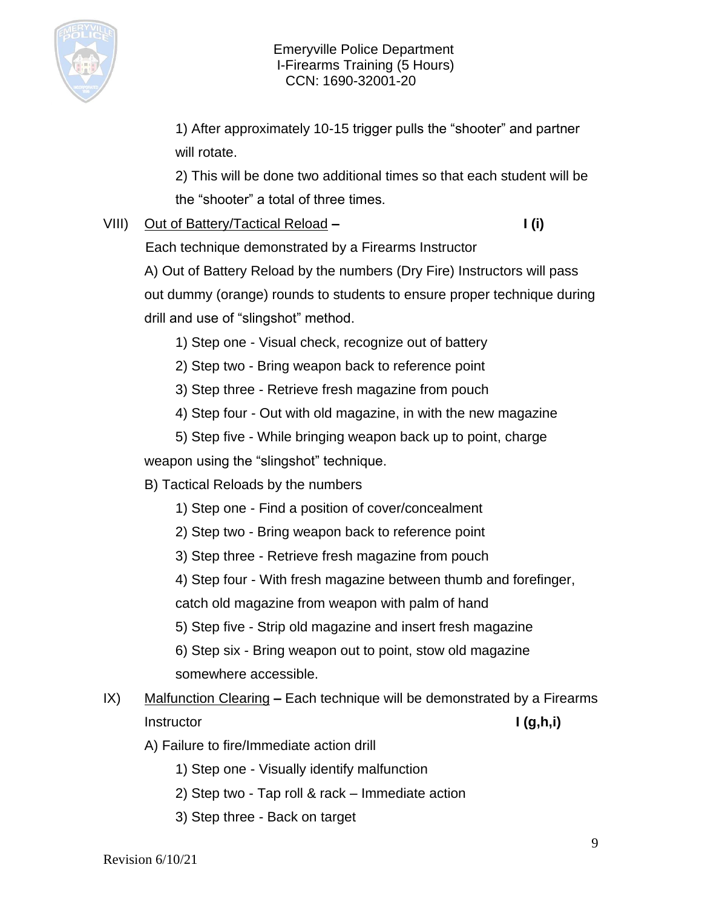1) After approximately 10-15 trigger pulls the "shooter" and partner will rotate.

2) This will be done two additional times so that each student will be the "shooter" a total of three times.

VIII) <u>Out of Battery/Tactical Reload</u> **–** **I (i)**

Each technique demonstrated by a Firearms Instructor

A) Out of Battery Reload by the numbers (Dry Fire) Instructors will pass out dummy (orange) rounds to students to ensure proper technique during drill and use of "slingshot" method.

1) Step one - Visual check, recognize out of battery

2) Step two - Bring weapon back to reference point

3) Step three - Retrieve fresh magazine from pouch

4) Step four - Out with old magazine, in with the new magazine

5) Step five - While bringing weapon back up to point, charge weapon using the "slingshot" technique.

B) Tactical Reloads by the numbers

1) Step one - Find a position of cover/concealment

2) Step two - Bring weapon back to reference point

3) Step three - Retrieve fresh magazine from pouch

4) Step four - With fresh magazine between thumb and forefinger, catch old magazine from weapon with palm of hand

5) Step five - Strip old magazine and insert fresh magazine

6) Step six - Bring weapon out to point, stow old magazine somewhere accessible.

IX) <u>Malfunction Clearing</u> **–** Each technique will be demonstrated by a Firearms Instructor **I (g,h,i)**

A) Failure to fire/Immediate action drill

1) Step one - Visually identify malfunction

2) Step two - Tap roll & rack – Immediate action

3) Step three - Back on target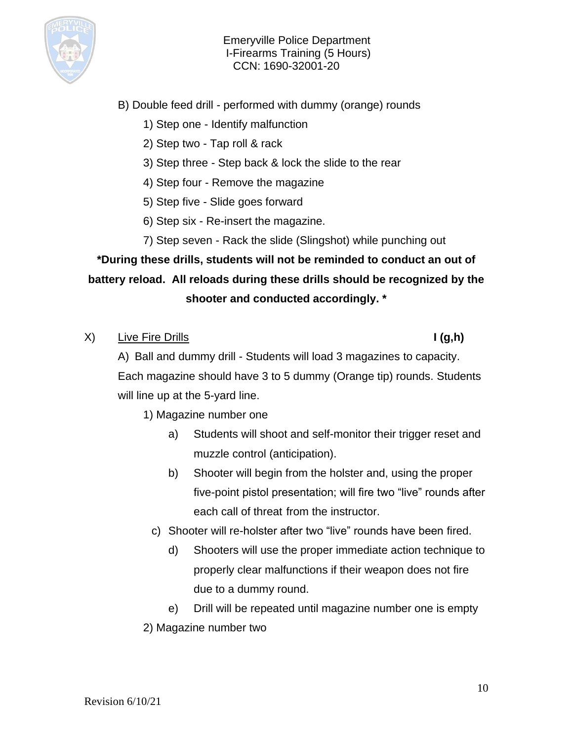B) Double feed drill - performed with dummy (orange) rounds

1) Step one - Identify malfunction
2) Step two - Tap roll & rack
3) Step three - Step back & lock the slide to the rear
4) Step four - Remove the magazine
5) Step five - Slide goes forward
6) Step six - Re-insert the magazine.
7) Step seven - Rack the slide (Slingshot) while punching out

**\*During these drills, students will not be reminded to conduct an out of battery reload. All reloads during these drills should be recognized by the shooter and conducted accordingly. \***

X) <u>Live Fire Drills</u> **I (g,h)**

A) Ball and dummy drill - Students will load 3 magazines to capacity. Each magazine should have 3 to 5 dummy (Orange tip) rounds. Students will line up at the 5-yard line.

1) Magazine number one
   - a) Students will shoot and self-monitor their trigger reset and muzzle control (anticipation).
   - b) Shooter will begin from the holster and, using the proper five-point pistol presentation; will fire two "live" rounds after each call of threat from the instructor.
   - c) Shooter will re-holster after two "live" rounds have been fired.
   - d) Shooters will use the proper immediate action technique to properly clear malfunctions if their weapon does not fire due to a dummy round.
   - e) Drill will be repeated until magazine number one is empty
2) Magazine number two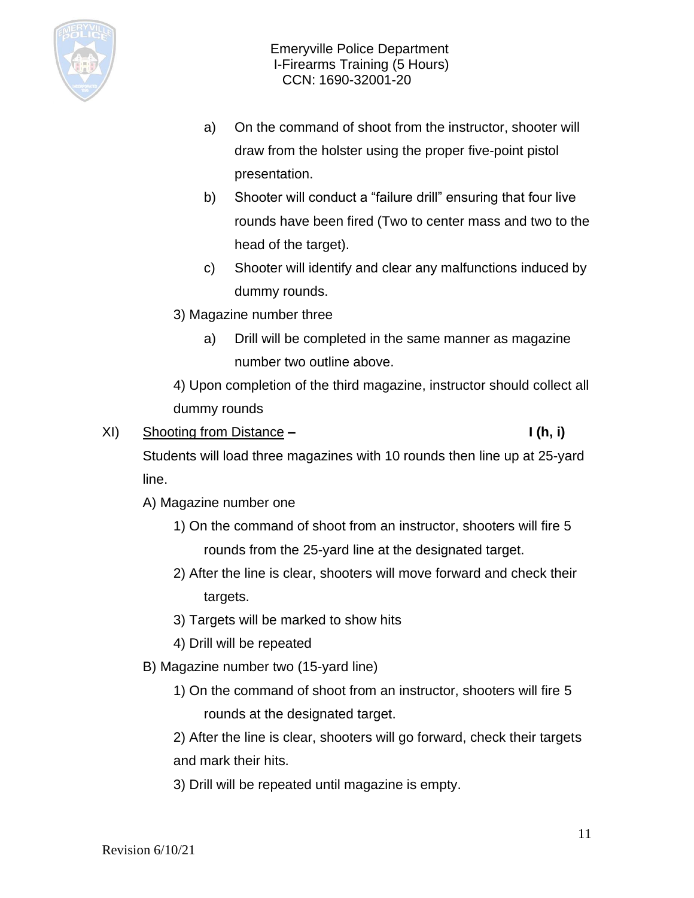a) On the command of shoot from the instructor, shooter will draw from the holster using the proper five-point pistol presentation.

b) Shooter will conduct a "failure drill" ensuring that four live rounds have been fired (Two to center mass and two to the head of the target).

c) Shooter will identify and clear any malfunctions induced by dummy rounds.

3) Magazine number three

a) Drill will be completed in the same manner as magazine number two outline above.

4) Upon completion of the third magazine, instructor should collect all dummy rounds

XI) Shooting from Distance – **I (h, i)**

Students will load three magazines with 10 rounds then line up at 25-yard line.

A) Magazine number one

1) On the command of shoot from an instructor, shooters will fire 5 rounds from the 25-yard line at the designated target.

2) After the line is clear, shooters will move forward and check their targets.

3) Targets will be marked to show hits

4) Drill will be repeated

B) Magazine number two (15-yard line)

1) On the command of shoot from an instructor, shooters will fire 5 rounds at the designated target.

2) After the line is clear, shooters will go forward, check their targets and mark their hits.

3) Drill will be repeated until magazine is empty.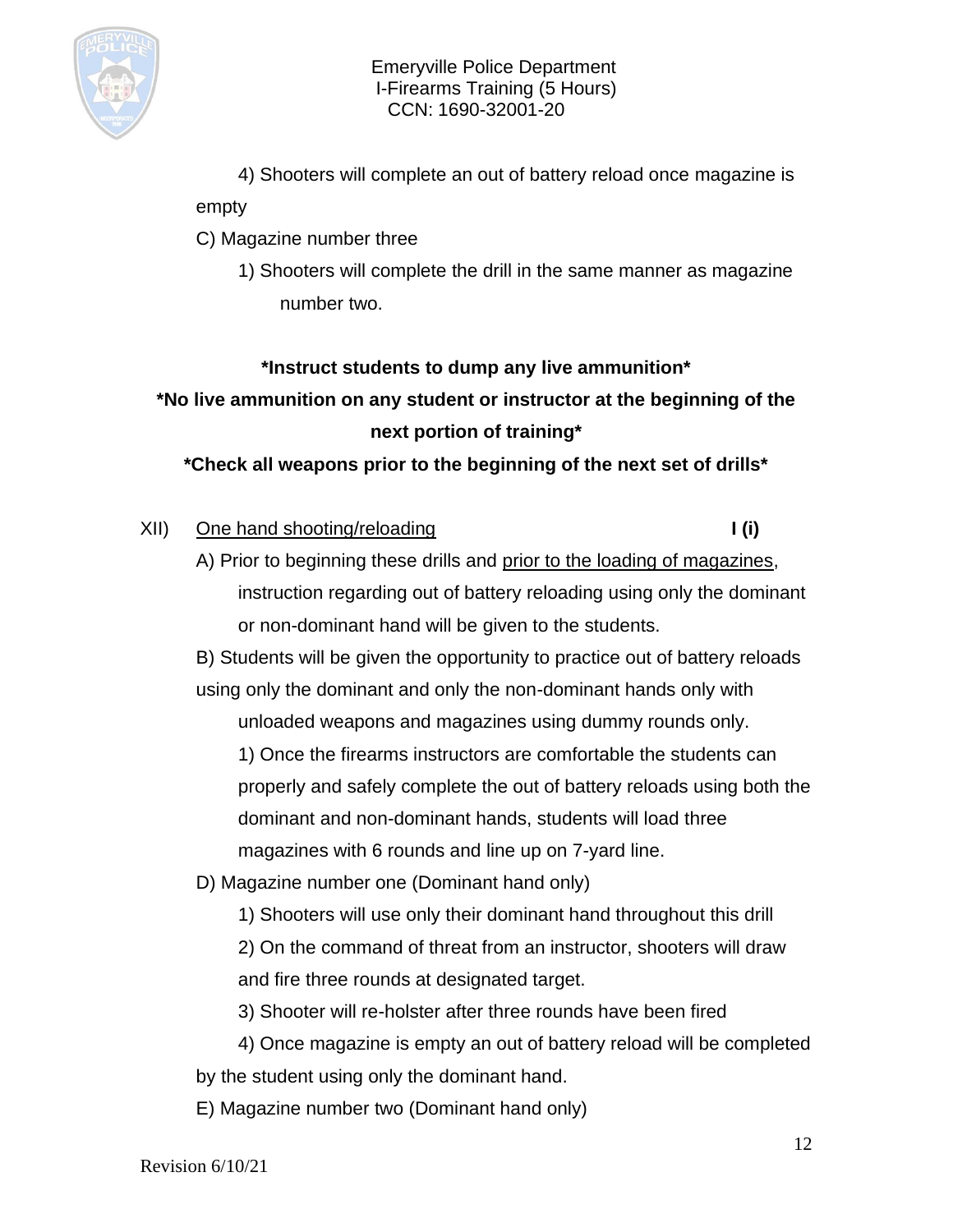4) Shooters will complete an out of battery reload once magazine is empty

C) Magazine number three

1) Shooters will complete the drill in the same manner as magazine number two.

**\*Instruct students to dump any live ammunition\***

**\*No live ammunition on any student or instructor at the beginning of the next portion of training\***

**\*Check all weapons prior to the beginning of the next set of drills\***

XII) <u>One hand shooting/reloading</u> **I (i)**

A) Prior to beginning these drills and <u>prior to the loading of magazines</u>, instruction regarding out of battery reloading using only the dominant or non-dominant hand will be given to the students.

B) Students will be given the opportunity to practice out of battery reloads using only the dominant and only the non-dominant hands only with unloaded weapons and magazines using dummy rounds only.

1) Once the firearms instructors are comfortable the students can properly and safely complete the out of battery reloads using both the dominant and non-dominant hands, students will load three magazines with 6 rounds and line up on 7-yard line.

D) Magazine number one (Dominant hand only)

1) Shooters will use only their dominant hand throughout this drill

2) On the command of threat from an instructor, shooters will draw and fire three rounds at designated target.

3) Shooter will re-holster after three rounds have been fired

4) Once magazine is empty an out of battery reload will be completed by the student using only the dominant hand.

E) Magazine number two (Dominant hand only)

Revision 6/10/21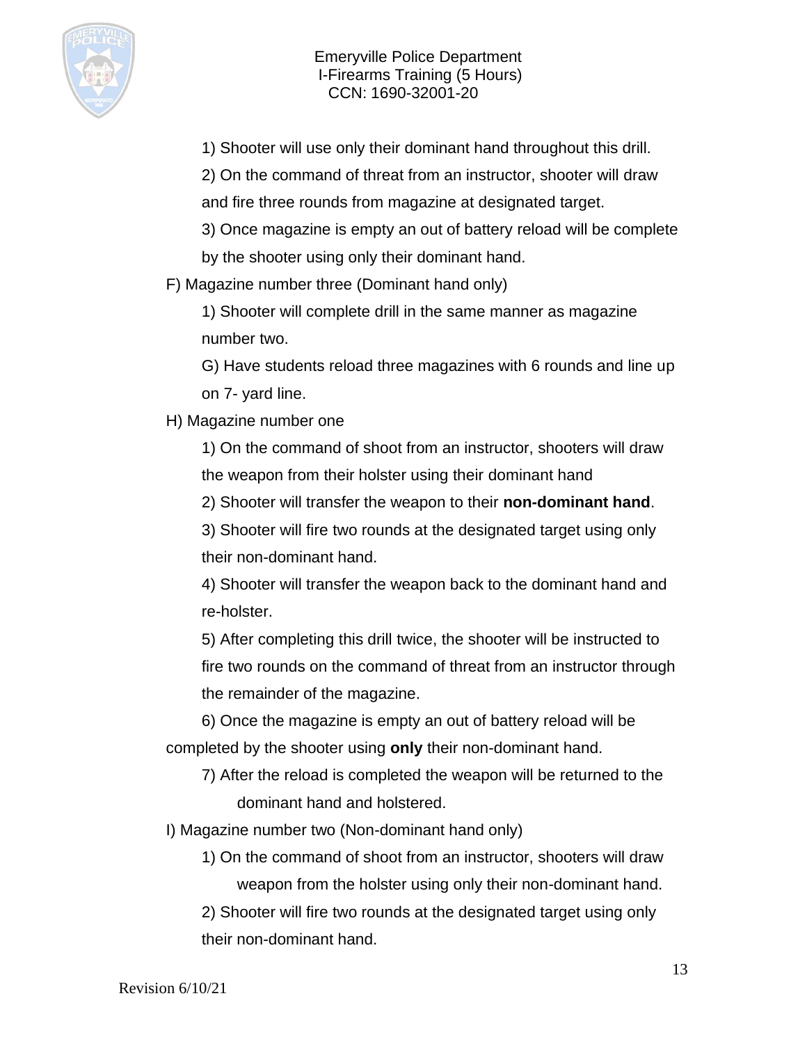1) Shooter will use only their dominant hand throughout this drill.

2) On the command of threat from an instructor, shooter will draw and fire three rounds from magazine at designated target.

3) Once magazine is empty an out of battery reload will be complete by the shooter using only their dominant hand.

F) Magazine number three (Dominant hand only)

1) Shooter will complete drill in the same manner as magazine number two.

G) Have students reload three magazines with 6 rounds and line up on 7- yard line.

H) Magazine number one

1) On the command of shoot from an instructor, shooters will draw the weapon from their holster using their dominant hand

2) Shooter will transfer the weapon to their **non-dominant hand**.

3) Shooter will fire two rounds at the designated target using only their non-dominant hand.

4) Shooter will transfer the weapon back to the dominant hand and re-holster.

5) After completing this drill twice, the shooter will be instructed to fire two rounds on the command of threat from an instructor through the remainder of the magazine.

6) Once the magazine is empty an out of battery reload will be completed by the shooter using **only** their non-dominant hand.

7) After the reload is completed the weapon will be returned to the dominant hand and holstered.

I) Magazine number two (Non-dominant hand only)

1) On the command of shoot from an instructor, shooters will draw weapon from the holster using only their non-dominant hand.

2) Shooter will fire two rounds at the designated target using only their non-dominant hand.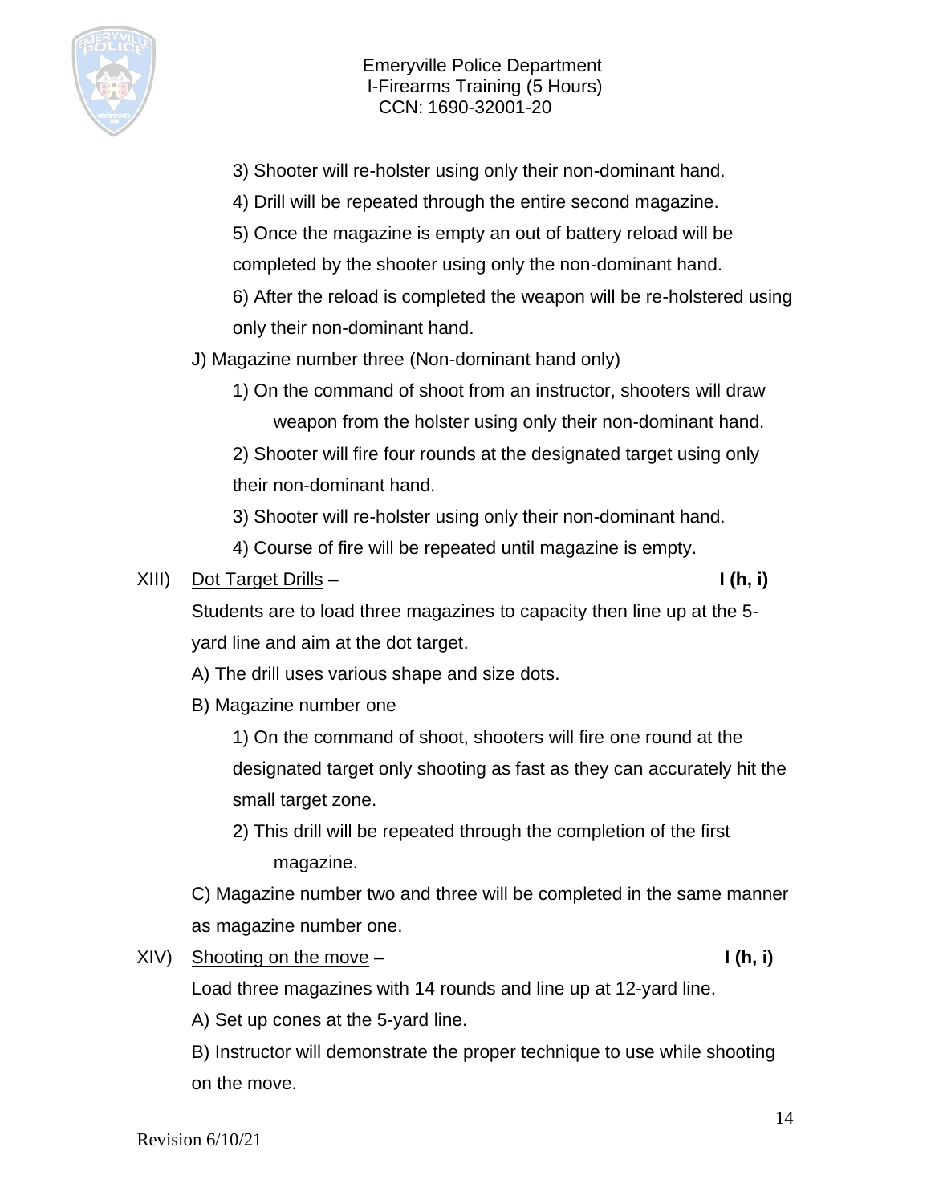3) Shooter will re-holster using only their non-dominant hand.

4) Drill will be repeated through the entire second magazine.

5) Once the magazine is empty an out of battery reload will be completed by the shooter using only the non-dominant hand.

6) After the reload is completed the weapon will be re-holstered using only their non-dominant hand.

J) Magazine number three (Non-dominant hand only)

1) On the command of shoot from an instructor, shooters will draw weapon from the holster using only their non-dominant hand.

2) Shooter will fire four rounds at the designated target using only their non-dominant hand.

3) Shooter will re-holster using only their non-dominant hand.

4) Course of fire will be repeated until magazine is empty.

XIII) Dot Target Drills – **I (h, i)**

Students are to load three magazines to capacity then line up at the 5-yard line and aim at the dot target.

A) The drill uses various shape and size dots.

B) Magazine number one

1) On the command of shoot, shooters will fire one round at the designated target only shooting as fast as they can accurately hit the small target zone.

2) This drill will be repeated through the completion of the first magazine.

C) Magazine number two and three will be completed in the same manner as magazine number one.

XIV) Shooting on the move – **I (h, i)**

Load three magazines with 14 rounds and line up at 12-yard line.

A) Set up cones at the 5-yard line.

B) Instructor will demonstrate the proper technique to use while shooting on the move.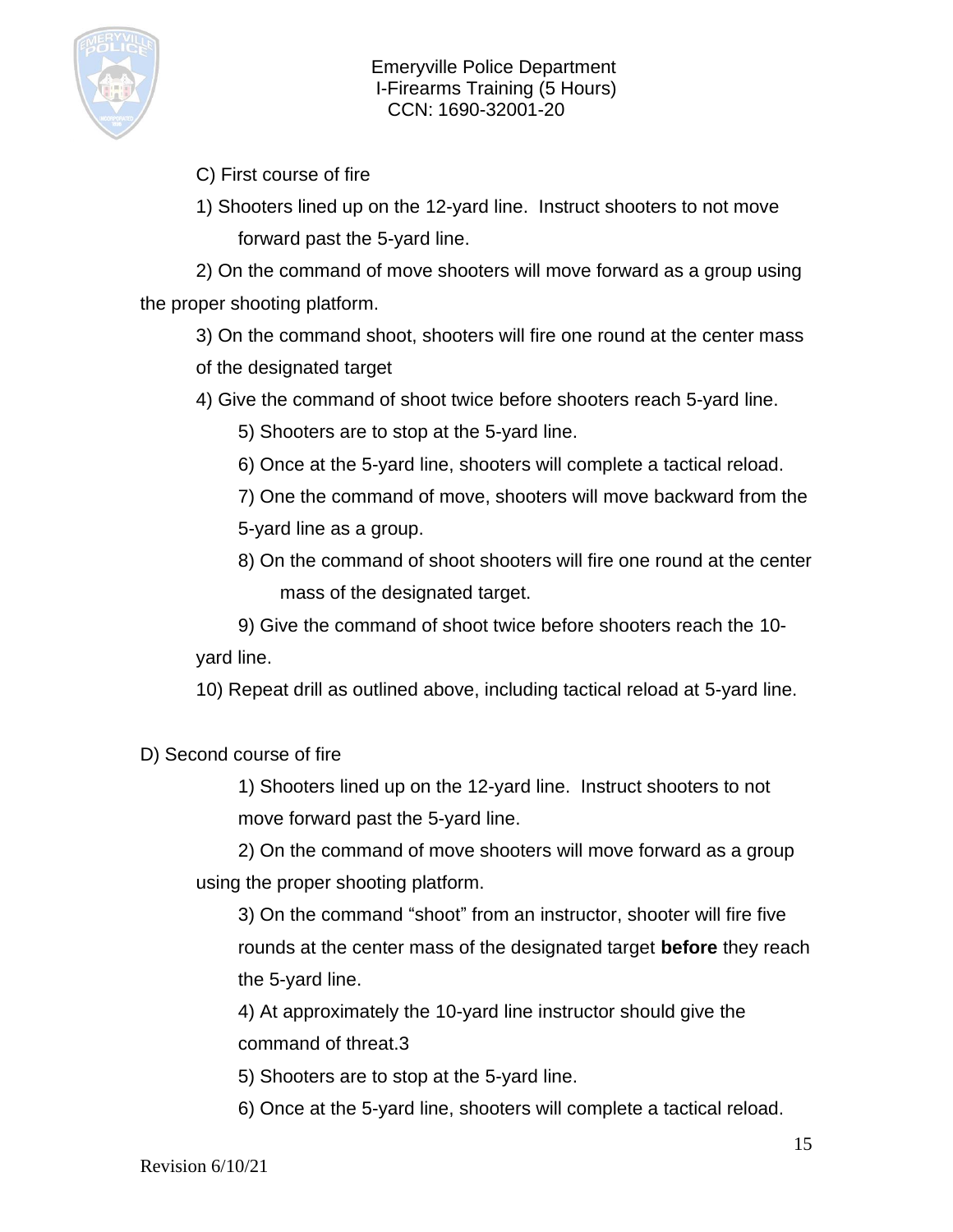C) First course of fire

1) Shooters lined up on the 12-yard line. Instruct shooters to not move forward past the 5-yard line.

2) On the command of move shooters will move forward as a group using the proper shooting platform.

3) On the command shoot, shooters will fire one round at the center mass of the designated target

4) Give the command of shoot twice before shooters reach 5-yard line.

5) Shooters are to stop at the 5-yard line.

6) Once at the 5-yard line, shooters will complete a tactical reload.

7) One the command of move, shooters will move backward from the 5-yard line as a group.

8) On the command of shoot shooters will fire one round at the center mass of the designated target.

9) Give the command of shoot twice before shooters reach the 10-yard line.

10) Repeat drill as outlined above, including tactical reload at 5-yard line.

D) Second course of fire

1) Shooters lined up on the 12-yard line. Instruct shooters to not move forward past the 5-yard line.

2) On the command of move shooters will move forward as a group using the proper shooting platform.

3) On the command "shoot" from an instructor, shooter will fire five rounds at the center mass of the designated target **before** they reach the 5-yard line.

4) At approximately the 10-yard line instructor should give the command of threat.3

5) Shooters are to stop at the 5-yard line.

6) Once at the 5-yard line, shooters will complete a tactical reload.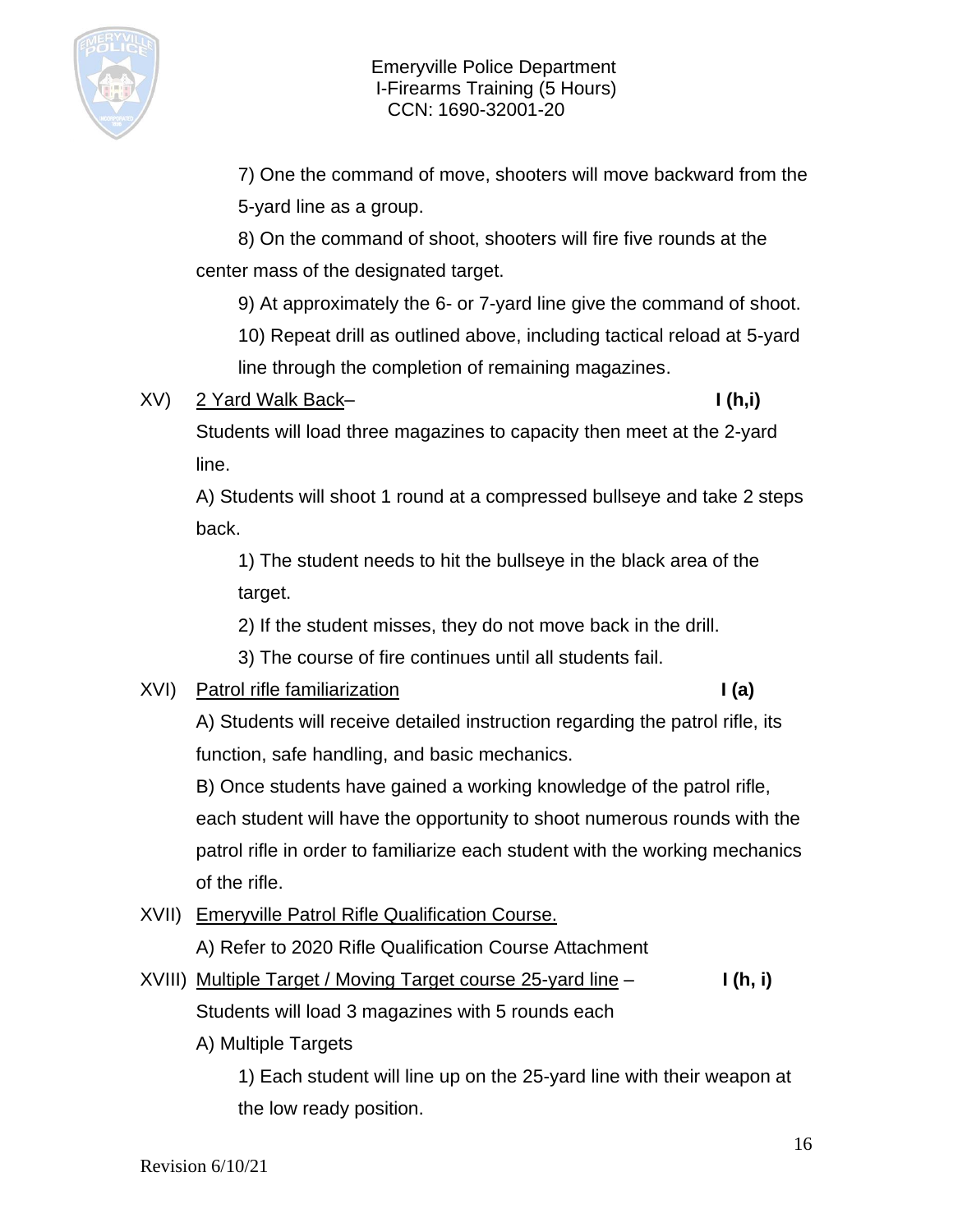7) One the command of move, shooters will move backward from the 5-yard line as a group.

8) On the command of shoot, shooters will fire five rounds at the center mass of the designated target.

9) At approximately the 6- or 7-yard line give the command of shoot.

10) Repeat drill as outlined above, including tactical reload at 5-yard line through the completion of remaining magazines.

XV) 2 Yard Walk Back– **I (h,i)**

Students will load three magazines to capacity then meet at the 2-yard line.

A) Students will shoot 1 round at a compressed bullseye and take 2 steps back.

1) The student needs to hit the bullseye in the black area of the target.

2) If the student misses, they do not move back in the drill.

3) The course of fire continues until all students fail.

XVI) Patrol rifle familiarization **I (a)**

A) Students will receive detailed instruction regarding the patrol rifle, its function, safe handling, and basic mechanics.

B) Once students have gained a working knowledge of the patrol rifle, each student will have the opportunity to shoot numerous rounds with the patrol rifle in order to familiarize each student with the working mechanics of the rifle.

XVII) Emeryville Patrol Rifle Qualification Course.

A) Refer to 2020 Rifle Qualification Course Attachment

XVIII) Multiple Target / Moving Target course 25-yard line – **I (h, i)**

Students will load 3 magazines with 5 rounds each

A) Multiple Targets

1) Each student will line up on the 25-yard line with their weapon at the low ready position.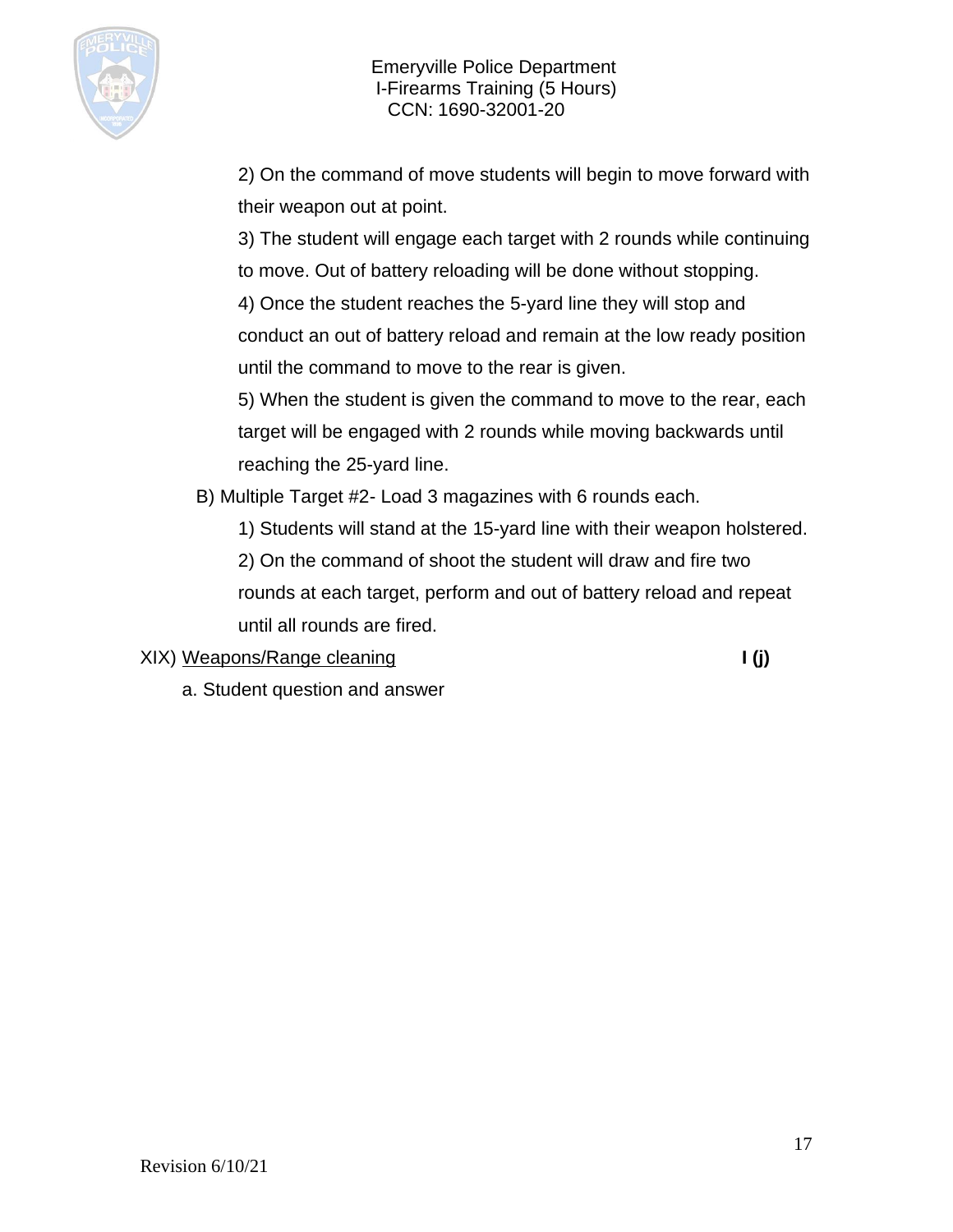2) On the command of move students will begin to move forward with their weapon out at point.

3) The student will engage each target with 2 rounds while continuing to move. Out of battery reloading will be done without stopping.

4) Once the student reaches the 5-yard line they will stop and conduct an out of battery reload and remain at the low ready position until the command to move to the rear is given.

5) When the student is given the command to move to the rear, each target will be engaged with 2 rounds while moving backwards until reaching the 25-yard line.

B) Multiple Target #2- Load 3 magazines with 6 rounds each.

1) Students will stand at the 15-yard line with their weapon holstered.

2) On the command of shoot the student will draw and fire two rounds at each target, perform and out of battery reload and repeat until all rounds are fired.

XIX) <u>Weapons/Range cleaning</u> **I (j)**

a. Student question and answer